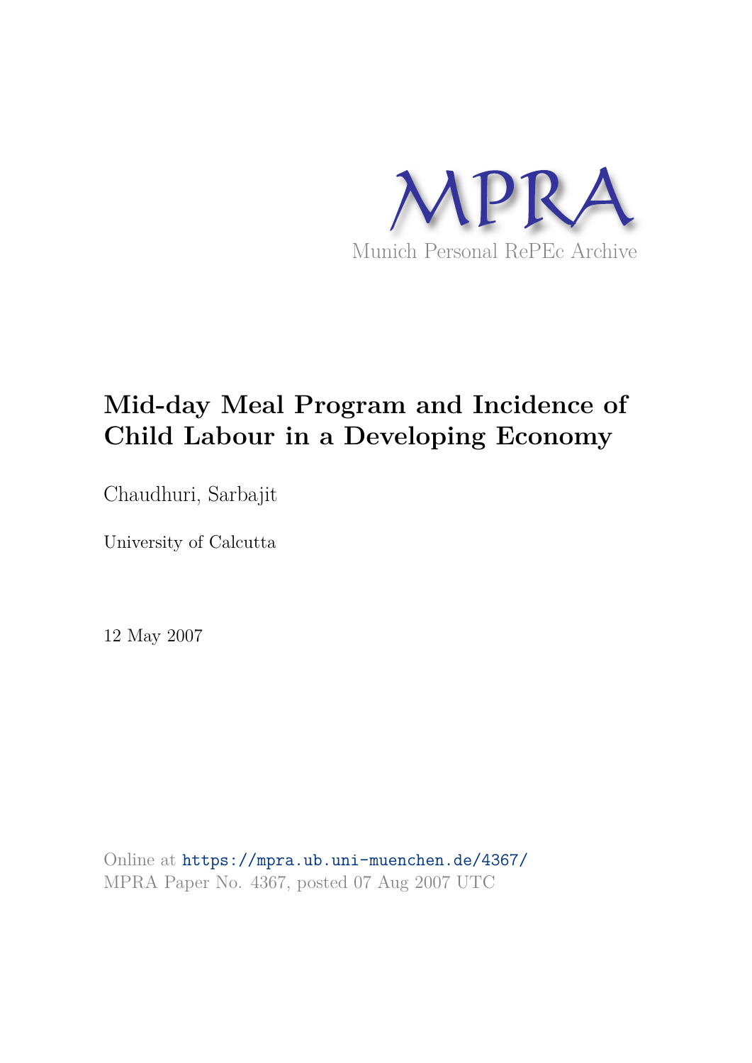MPRA

Munich Personal RePEc Archive

# Mid-day Meal Program and Incidence of Child Labour in a Developing Economy

Chaudhuri, Sarbajit

University of Calcutta

12 May 2007

Online at https://mpra.ub.uni-muenchen.de/4367/
MPRA Paper No. 4367, posted 07 Aug 2007 UTC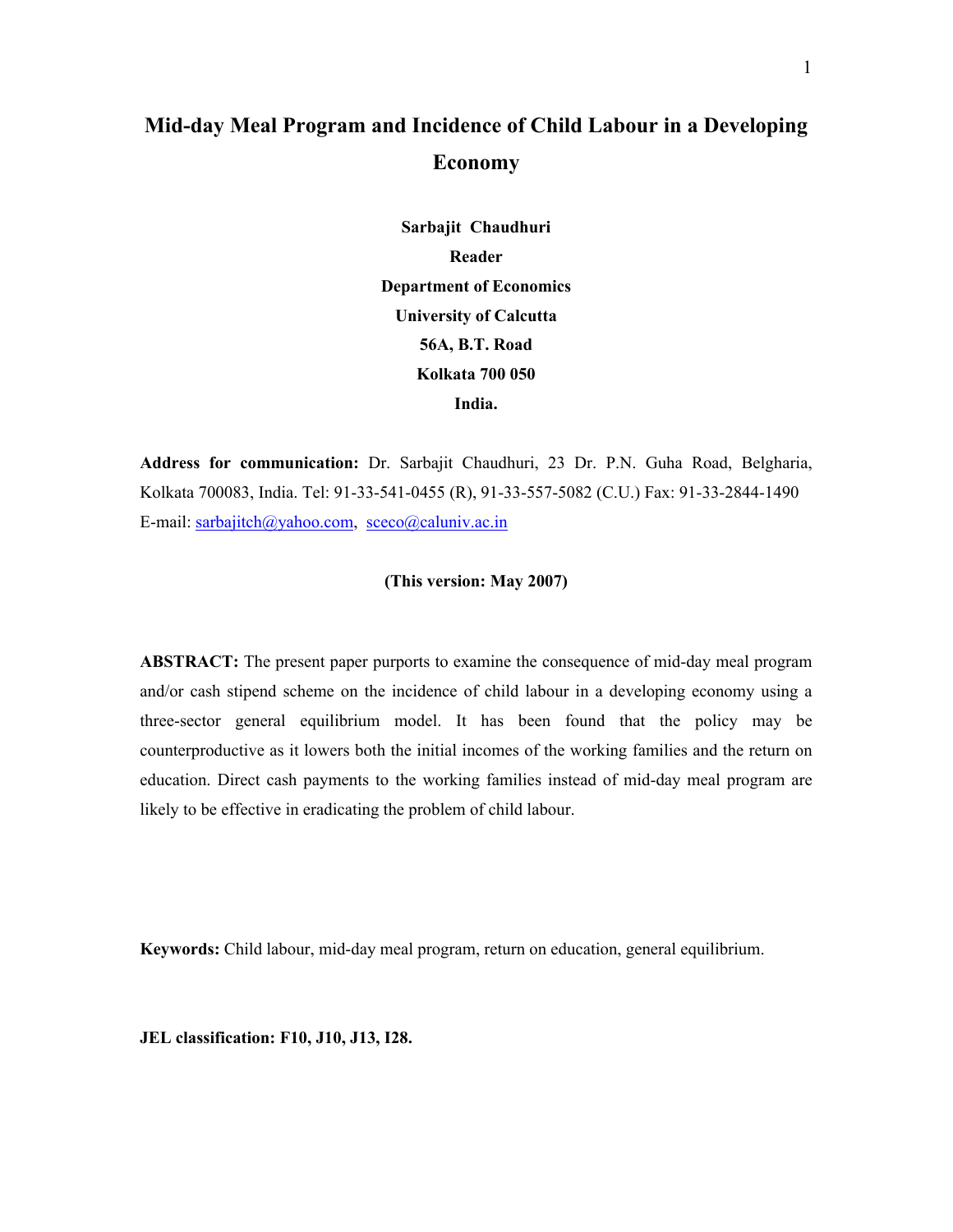# Mid-day Meal Program and Incidence of Child Labour in a Developing Economy

**Sarbajit Chaudhuri**

**Reader**

**Department of Economics**

**University of Calcutta**

**56A, B.T. Road**

**Kolkata 700 050**

**India.**

**Address for communication:** Dr. Sarbajit Chaudhuri, 23 Dr. P.N. Guha Road, Belgharia, Kolkata 700083, India. Tel: 91-33-541-0455 (R), 91-33-557-5082 (C.U.) Fax: 91-33-2844-1490 E-mail: sarbajitch@yahoo.com, sceco@caluniv.ac.in

**(This version: May 2007)**

**ABSTRACT:** The present paper purports to examine the consequence of mid-day meal program and/or cash stipend scheme on the incidence of child labour in a developing economy using a three-sector general equilibrium model. It has been found that the policy may be counterproductive as it lowers both the initial incomes of the working families and the return on education. Direct cash payments to the working families instead of mid-day meal program are likely to be effective in eradicating the problem of child labour.

**Keywords:** Child labour, mid-day meal program, return on education, general equilibrium.

**JEL classification: F10, J10, J13, I28.**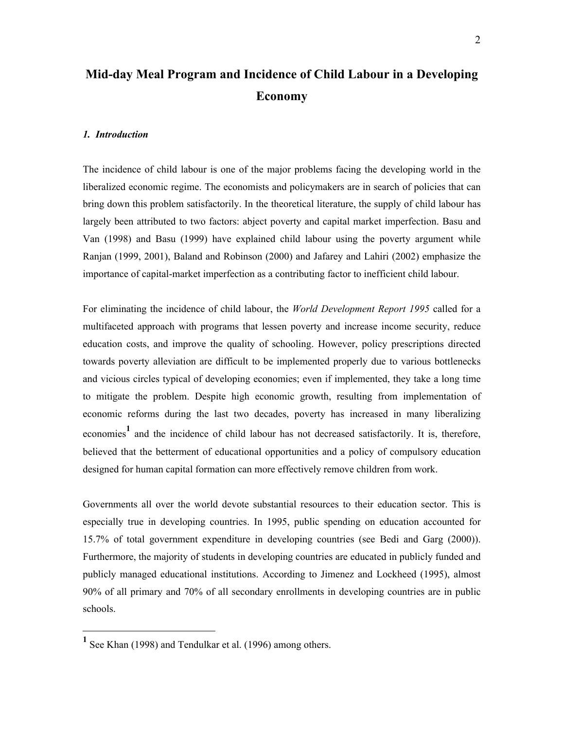# Mid-day Meal Program and Incidence of Child Labour in a Developing Economy

### *1. Introduction*

The incidence of child labour is one of the major problems facing the developing world in the liberalized economic regime. The economists and policymakers are in search of policies that can bring down this problem satisfactorily. In the theoretical literature, the supply of child labour has largely been attributed to two factors: abject poverty and capital market imperfection. Basu and Van (1998) and Basu (1999) have explained child labour using the poverty argument while Ranjan (1999, 2001), Baland and Robinson (2000) and Jafarey and Lahiri (2002) emphasize the importance of capital-market imperfection as a contributing factor to inefficient child labour.

For eliminating the incidence of child labour, the *World Development Report 1995* called for a multifaceted approach with programs that lessen poverty and increase income security, reduce education costs, and improve the quality of schooling. However, policy prescriptions directed towards poverty alleviation are difficult to be implemented properly due to various bottlenecks and vicious circles typical of developing economies; even if implemented, they take a long time to mitigate the problem. Despite high economic growth, resulting from implementation of economic reforms during the last two decades, poverty has increased in many liberalizing economies[1] and the incidence of child labour has not decreased satisfactorily. It is, therefore, believed that the betterment of educational opportunities and a policy of compulsory education designed for human capital formation can more effectively remove children from work.

Governments all over the world devote substantial resources to their education sector. This is especially true in developing countries. In 1995, public spending on education accounted for 15.7% of total government expenditure in developing countries (see Bedi and Garg (2000)). Furthermore, the majority of students in developing countries are educated in publicly funded and publicly managed educational institutions. According to Jimenez and Lockheed (1995), almost 90% of all primary and 70% of all secondary enrollments in developing countries are in public schools.

---

[1] See Khan (1998) and Tendulkar et al. (1996) among others.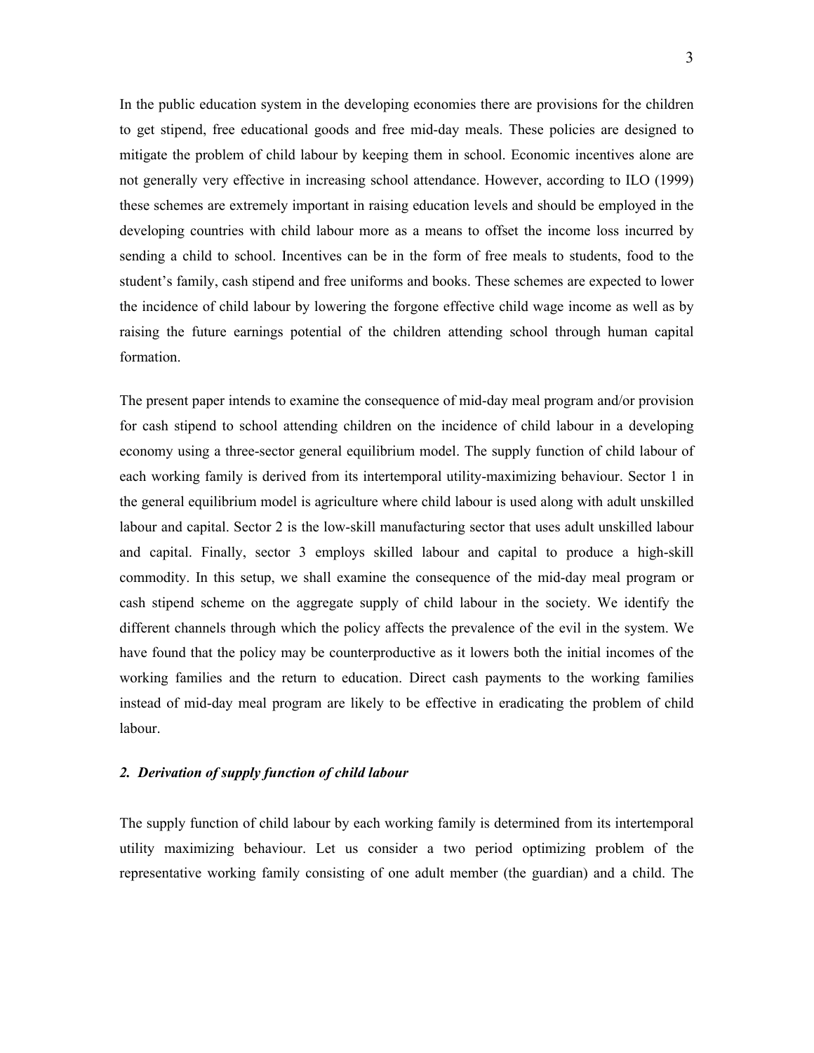In the public education system in the developing economies there are provisions for the children to get stipend, free educational goods and free mid-day meals. These policies are designed to mitigate the problem of child labour by keeping them in school. Economic incentives alone are not generally very effective in increasing school attendance. However, according to ILO (1999) these schemes are extremely important in raising education levels and should be employed in the developing countries with child labour more as a means to offset the income loss incurred by sending a child to school. Incentives can be in the form of free meals to students, food to the student's family, cash stipend and free uniforms and books. These schemes are expected to lower the incidence of child labour by lowering the forgone effective child wage income as well as by raising the future earnings potential of the children attending school through human capital formation.

The present paper intends to examine the consequence of mid-day meal program and/or provision for cash stipend to school attending children on the incidence of child labour in a developing economy using a three-sector general equilibrium model. The supply function of child labour of each working family is derived from its intertemporal utility-maximizing behaviour. Sector 1 in the general equilibrium model is agriculture where child labour is used along with adult unskilled labour and capital. Sector 2 is the low-skill manufacturing sector that uses adult unskilled labour and capital. Finally, sector 3 employs skilled labour and capital to produce a high-skill commodity. In this setup, we shall examine the consequence of the mid-day meal program or cash stipend scheme on the aggregate supply of child labour in the society. We identify the different channels through which the policy affects the prevalence of the evil in the system. We have found that the policy may be counterproductive as it lowers both the initial incomes of the working families and the return to education. Direct cash payments to the working families instead of mid-day meal program are likely to be effective in eradicating the problem of child labour.

## *2. Derivation of supply function of child labour*

The supply function of child labour by each working family is determined from its intertemporal utility maximizing behaviour. Let us consider a two period optimizing problem of the representative working family consisting of one adult member (the guardian) and a child. The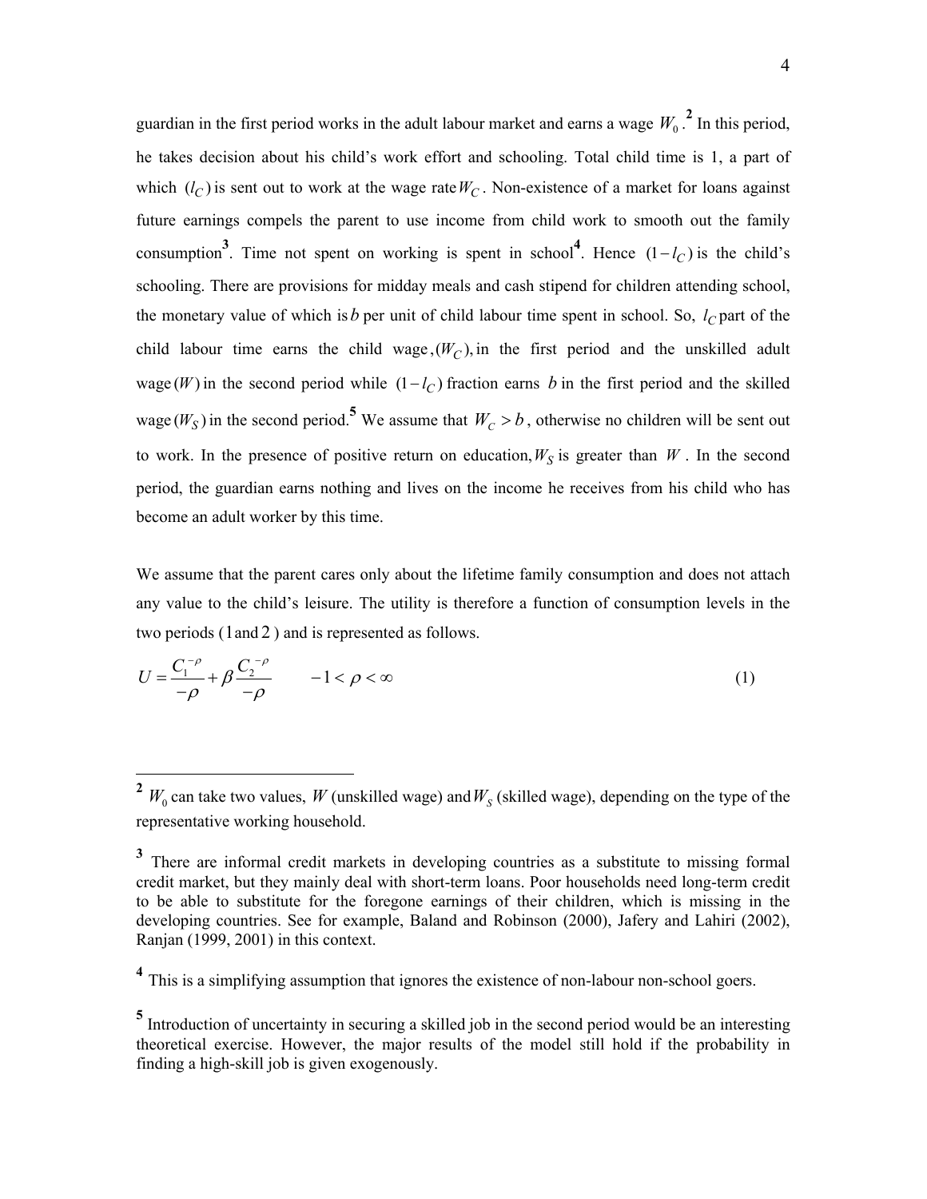guardian in the first period works in the adult labour market and earns a wage $W_0$.[2] In this period, he takes decision about his child's work effort and schooling. Total child time is 1, a part of which $(l_C)$ is sent out to work at the wage rate $W_C$. Non-existence of a market for loans against future earnings compels the parent to use income from child work to smooth out the family consumption[3]. Time not spent on working is spent in school[4]. Hence $(1-l_C)$ is the child's schooling. There are provisions for midday meals and cash stipend for children attending school, the monetary value of which is $b$ per unit of child labour time spent in school. So, $l_C$ part of the child labour time earns the child wage, $(W_C)$, in the first period and the unskilled adult wage $(W)$ in the second period while $(1-l_C)$ fraction earns $b$ in the first period and the skilled wage $(W_S)$ in the second period.[5] We assume that $W_C > b$, otherwise no children will be sent out to work. In the presence of positive return on education, $W_S$ is greater than $W$. In the second period, the guardian earns nothing and lives on the income he receives from his child who has become an adult worker by this time.

We assume that the parent cares only about the lifetime family consumption and does not attach any value to the child's leisure. The utility is therefore a function of consumption levels in the two periods (1 and 2) and is represented as follows.

$$U = \frac{C_1^{-\rho}}{-\rho} + \beta \frac{C_2^{-\rho}}{-\rho} \qquad -1 < \rho < \infty \tag{1}$$

---

[2] $W_0$ can take two values, $W$ (unskilled wage) and $W_S$ (skilled wage), depending on the type of the representative working household.

[3] There are informal credit markets in developing countries as a substitute to missing formal credit market, but they mainly deal with short-term loans. Poor households need long-term credit to be able to substitute for the foregone earnings of their children, which is missing in the developing countries. See for example, Baland and Robinson (2000), Jafery and Lahiri (2002), Ranjan (1999, 2001) in this context.

[4] This is a simplifying assumption that ignores the existence of non-labour non-school goers.

[5] Introduction of uncertainty in securing a skilled job in the second period would be an interesting theoretical exercise. However, the major results of the model still hold if the probability in finding a high-skill job is given exogenously.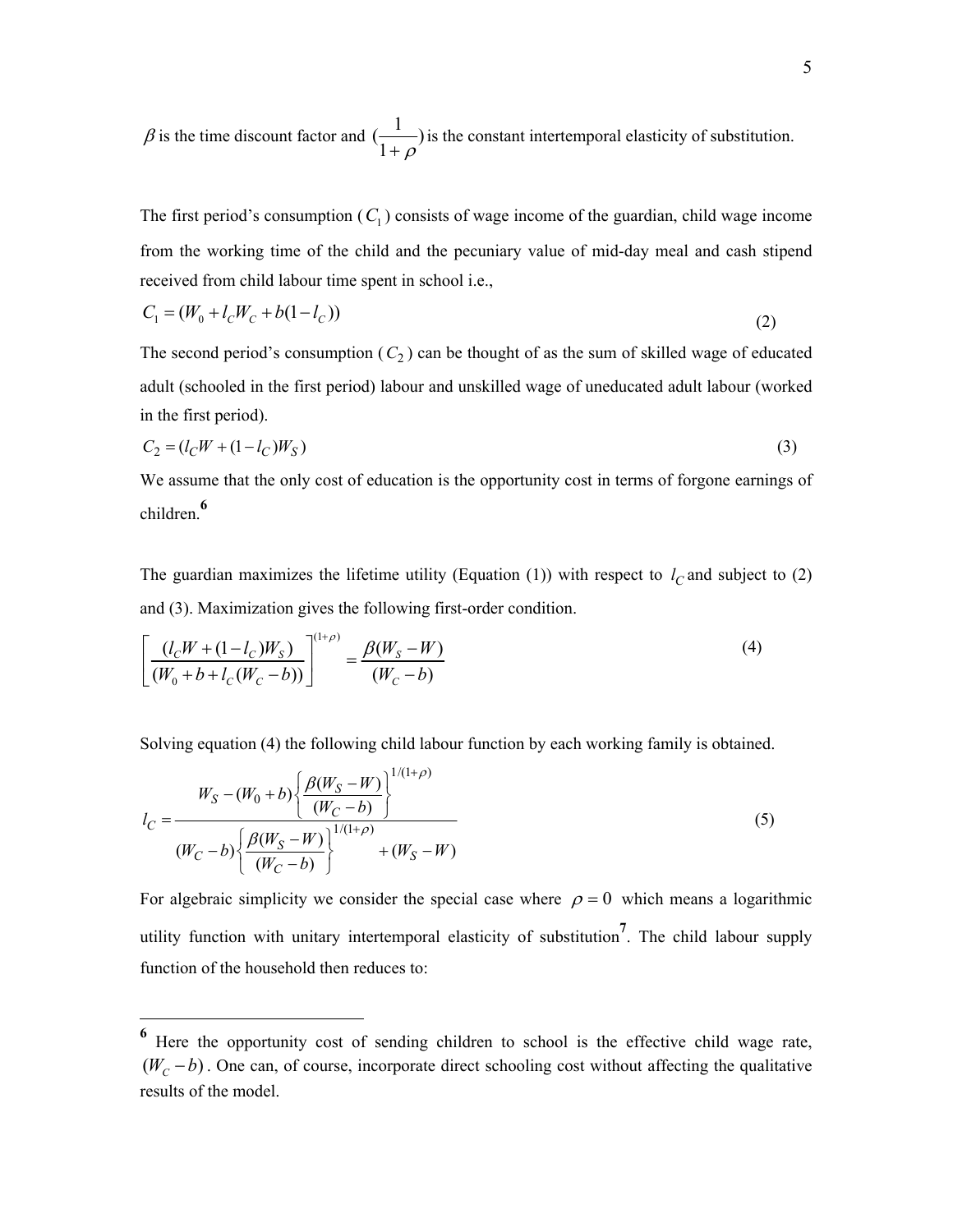$\beta$ is the time discount factor and $(\frac{1}{1+\rho})$ is the constant intertemporal elasticity of substitution.

The first period's consumption ($C_1$) consists of wage income of the guardian, child wage income from the working time of the child and the pecuniary value of mid-day meal and cash stipend received from child labour time spent in school i.e.,

$$C_1 = (W_0 + l_C W_C + b(1 - l_C)) \tag{2}$$

The second period's consumption ($C_2$) can be thought of as the sum of skilled wage of educated adult (schooled in the first period) labour and unskilled wage of uneducated adult labour (worked in the first period).

$$C_2 = (l_C W + (1 - l_C) W_S) \tag{3}$$

We assume that the only cost of education is the opportunity cost in terms of forgone earnings of children.[6]

The guardian maximizes the lifetime utility (Equation (1)) with respect to $l_C$ and subject to (2) and (3). Maximization gives the following first-order condition.

$$\left[\frac{(l_C W + (1 - l_C) W_S)}{(W_0 + b + l_c (W_C - b))}\right]^{(1+\rho)} = \frac{\beta (W_S - W)}{(W_C - b)} \tag{4}$$

Solving equation (4) the following child labour function by each working family is obtained.

$$l_C = \frac{W_S - (W_0 + b)\left\{\dfrac{\beta (W_S - W)}{(W_C - b)}\right\}^{1/(1+\rho)}}{(W_C - b)\left\{\dfrac{\beta (W_S - W)}{(W_C - b)}\right\}^{1/(1+\rho)} + (W_S - W)} \tag{5}$$

For algebraic simplicity we consider the special case where $\rho = 0$ which means a logarithmic utility function with unitary intertemporal elasticity of substitution[7]. The child labour supply function of the household then reduces to:

---

[6] Here the opportunity cost of sending children to school is the effective child wage rate, $(W_C - b)$. One can, of course, incorporate direct schooling cost without affecting the qualitative results of the model.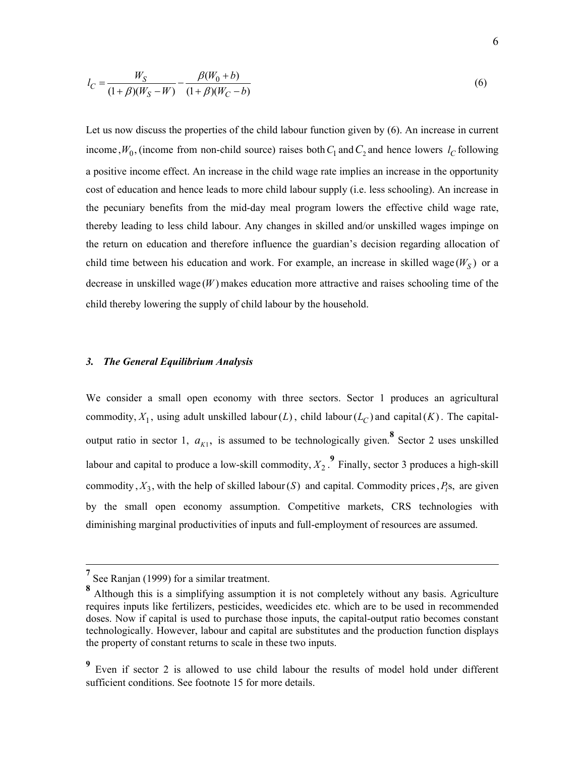$$l_C = \frac{W_S}{(1+\beta)(W_S - W)} - \frac{\beta(W_0 + b)}{(1+\beta)(W_C - b)} \tag{6}$$

Let us now discuss the properties of the child labour function given by (6). An increase in current income, $W_0$, (income from non-child source) raises both $C_1$ and $C_2$ and hence lowers $l_C$ following a positive income effect. An increase in the child wage rate implies an increase in the opportunity cost of education and hence leads to more child labour supply (i.e. less schooling). An increase in the pecuniary benefits from the mid-day meal program lowers the effective child wage rate, thereby leading to less child labour. Any changes in skilled and/or unskilled wages impinge on the return on education and therefore influence the guardian's decision regarding allocation of child time between his education and work. For example, an increase in skilled wage $(W_S)$ or a decrease in unskilled wage $(W)$ makes education more attractive and raises schooling time of the child thereby lowering the supply of child labour by the household.

### *3. The General Equilibrium Analysis*

We consider a small open economy with three sectors. Sector 1 produces an agricultural commodity, $X_1$, using adult unskilled labour $(L)$, child labour $(L_C)$ and capital $(K)$. The capital-output ratio in sector 1, $a_{K1}$, is assumed to be technologically given.[8] Sector 2 uses unskilled labour and capital to produce a low-skill commodity, $X_2$.[9] Finally, sector 3 produces a high-skill commodity, $X_3$, with the help of skilled labour $(S)$ and capital. Commodity prices, $P_i$s, are given by the small open economy assumption. Competitive markets, CRS technologies with diminishing marginal productivities of inputs and full-employment of resources are assumed.

---

[7] See Ranjan (1999) for a similar treatment.

[8] Although this is a simplifying assumption it is not completely without any basis. Agriculture requires inputs like fertilizers, pesticides, weedicides etc. which are to be used in recommended doses. Now if capital is used to purchase those inputs, the capital-output ratio becomes constant technologically. However, labour and capital are substitutes and the production function displays the property of constant returns to scale in these two inputs.

[9] Even if sector 2 is allowed to use child labour the results of model hold under different sufficient conditions. See footnote 15 for more details.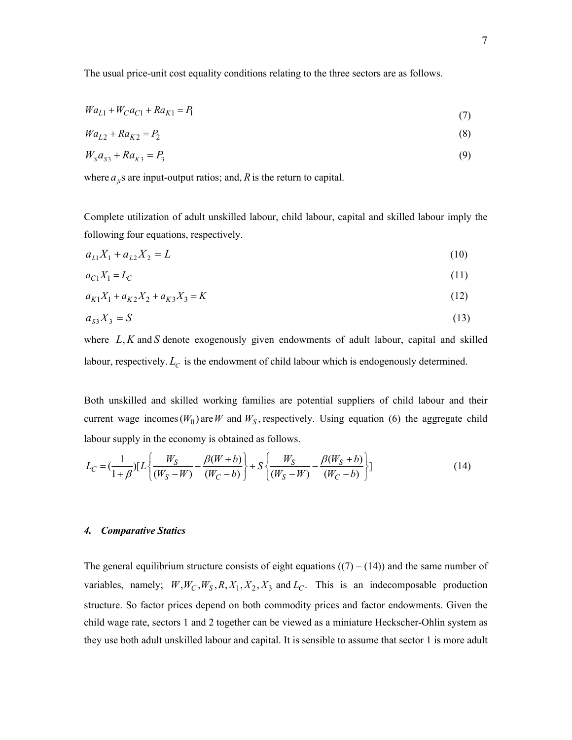The usual price-unit cost equality conditions relating to the three sectors are as follows.

$$Wa_{L1} + W_C a_{C1} + Ra_{K1} = P_1 \tag{7}$$

$$Wa_{L2} + Ra_{K2} = P_2 \tag{8}$$

$$W_S a_{S3} + Ra_{K3} = P_3 \tag{9}$$

where $a_{ji}$s are input-output ratios; and, $R$ is the return to capital.

Complete utilization of adult unskilled labour, child labour, capital and skilled labour imply the following four equations, respectively.

$$a_{L1} X_1 + a_{L2} X_2 = L \tag{10}$$

$$a_{C1} X_1 = L_C \tag{11}$$

$$a_{K1} X_1 + a_{K2} X_2 + a_{K3} X_3 = K \tag{12}$$

$$a_{S3} X_3 = S \tag{13}$$

where $L, K$ and $S$ denote exogenously given endowments of adult labour, capital and skilled labour, respectively. $L_C$ is the endowment of child labour which is endogenously determined.

Both unskilled and skilled working families are potential suppliers of child labour and their current wage incomes $(W_0)$ are $W$ and $W_S$, respectively. Using equation (6) the aggregate child labour supply in the economy is obtained as follows.

$$L_C = \left(\frac{1}{1+\beta}\right)\left[L\left\{\frac{W_S}{(W_S - W)} - \frac{\beta(W+b)}{(W_C - b)}\right\} + S\left\{\frac{W_S}{(W_S - W)} - \frac{\beta(W_S + b)}{(W_C - b)}\right\}\right] \tag{14}$$

### *4. Comparative Statics*

The general equilibrium structure consists of eight equations ((7) – (14)) and the same number of variables, namely; $W, W_C, W_S, R, X_1, X_2, X_3$ and $L_C$. This is an indecomposable production structure. So factor prices depend on both commodity prices and factor endowments. Given the child wage rate, sectors 1 and 2 together can be viewed as a miniature Heckscher-Ohlin system as they use both adult unskilled labour and capital. It is sensible to assume that sector 1 is more adult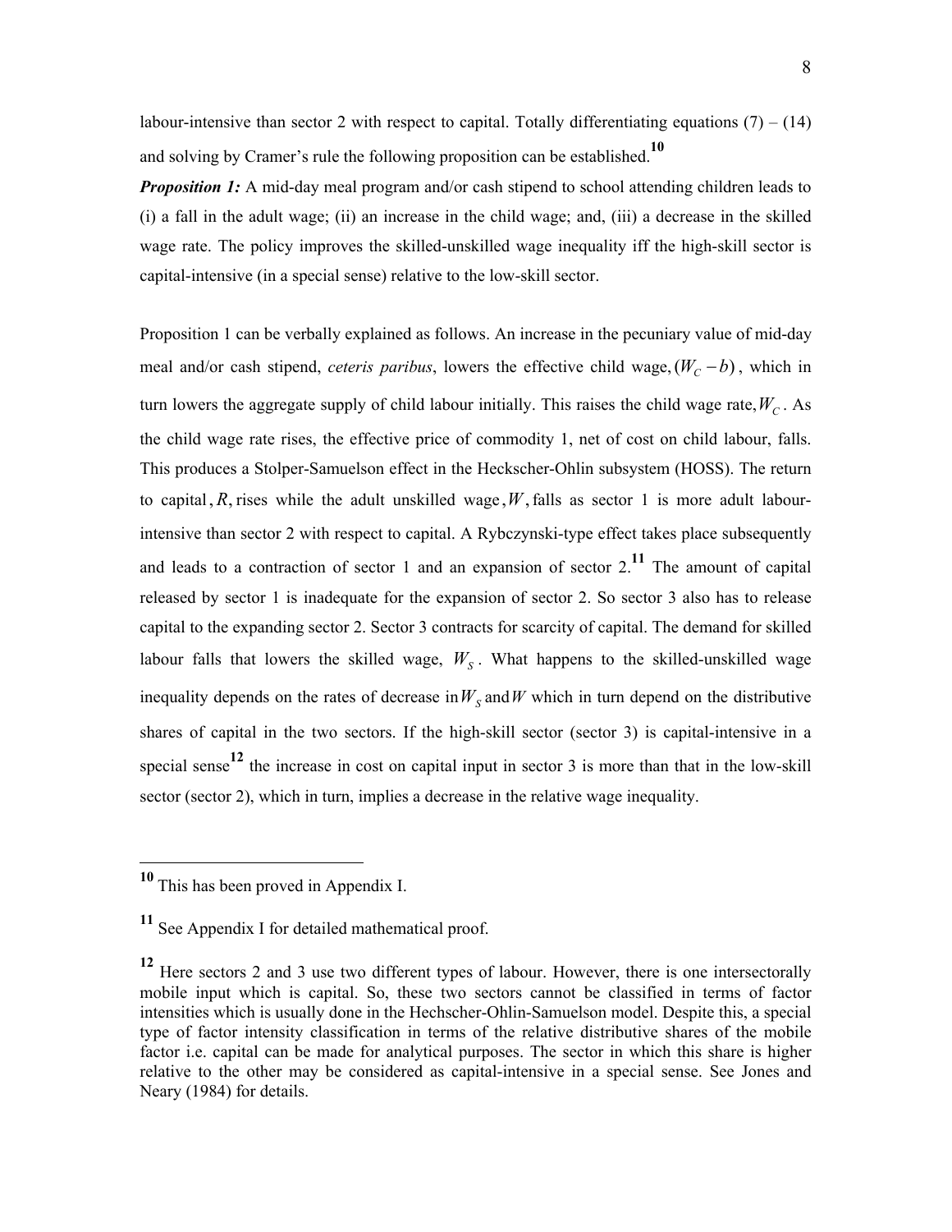labour-intensive than sector 2 with respect to capital. Totally differentiating equations (7) – (14) and solving by Cramer's rule the following proposition can be established.[10]

***Proposition 1:*** A mid-day meal program and/or cash stipend to school attending children leads to (i) a fall in the adult wage; (ii) an increase in the child wage; and, (iii) a decrease in the skilled wage rate. The policy improves the skilled-unskilled wage inequality iff the high-skill sector is capital-intensive (in a special sense) relative to the low-skill sector.

Proposition 1 can be verbally explained as follows. An increase in the pecuniary value of mid-day meal and/or cash stipend, *ceteris paribus*, lowers the effective child wage, $(W_C - b)$, which in turn lowers the aggregate supply of child labour initially. This raises the child wage rate, $W_C$. As the child wage rate rises, the effective price of commodity 1, net of cost on child labour, falls. This produces a Stolper-Samuelson effect in the Heckscher-Ohlin subsystem (HOSS). The return to capital, $R$, rises while the adult unskilled wage, $W$, falls as sector 1 is more adult labour-intensive than sector 2 with respect to capital. A Rybczynski-type effect takes place subsequently and leads to a contraction of sector 1 and an expansion of sector 2.[11] The amount of capital released by sector 1 is inadequate for the expansion of sector 2. So sector 3 also has to release capital to the expanding sector 2. Sector 3 contracts for scarcity of capital. The demand for skilled labour falls that lowers the skilled wage, $W_S$. What happens to the skilled-unskilled wage inequality depends on the rates of decrease in $W_S$ and $W$ which in turn depend on the distributive shares of capital in the two sectors. If the high-skill sector (sector 3) is capital-intensive in a special sense[12] the increase in cost on capital input in sector 3 is more than that in the low-skill sector (sector 2), which in turn, implies a decrease in the relative wage inequality.

---

[10] This has been proved in Appendix I.

[11] See Appendix I for detailed mathematical proof.

[12] Here sectors 2 and 3 use two different types of labour. However, there is one intersectorally mobile input which is capital. So, these two sectors cannot be classified in terms of factor intensities which is usually done in the Hechscher-Ohlin-Samuelson model. Despite this, a special type of factor intensity classification in terms of the relative distributive shares of the mobile factor i.e. capital can be made for analytical purposes. The sector in which this share is higher relative to the other may be considered as capital-intensive in a special sense. See Jones and Neary (1984) for details.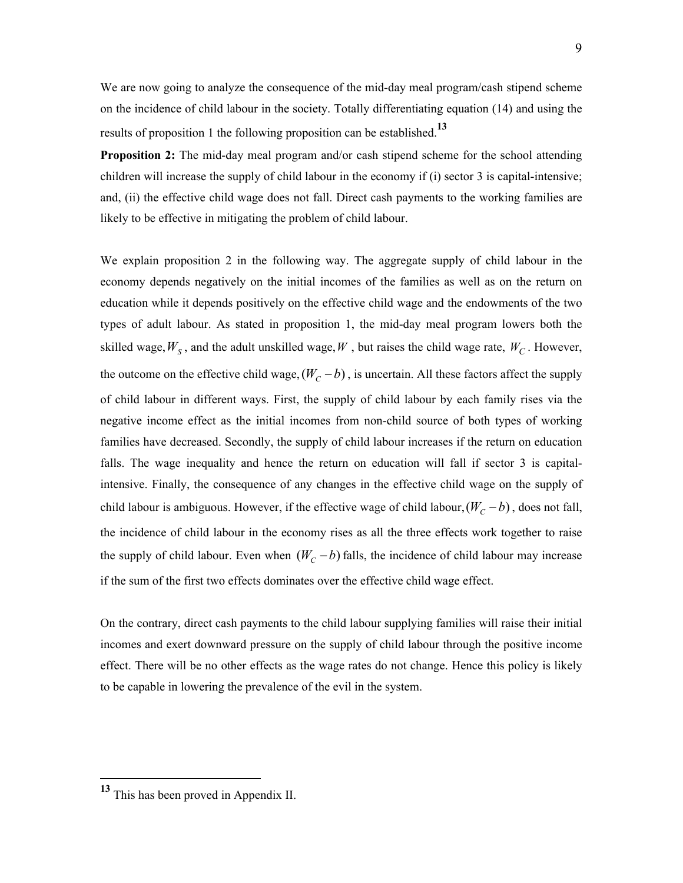We are now going to analyze the consequence of the mid-day meal program/cash stipend scheme on the incidence of child labour in the society. Totally differentiating equation (14) and using the results of proposition 1 the following proposition can be established.[13]

**Proposition 2:** The mid-day meal program and/or cash stipend scheme for the school attending children will increase the supply of child labour in the economy if (i) sector 3 is capital-intensive; and, (ii) the effective child wage does not fall. Direct cash payments to the working families are likely to be effective in mitigating the problem of child labour.

We explain proposition 2 in the following way. The aggregate supply of child labour in the economy depends negatively on the initial incomes of the families as well as on the return on education while it depends positively on the effective child wage and the endowments of the two types of adult labour. As stated in proposition 1, the mid-day meal program lowers both the skilled wage, $W_S$, and the adult unskilled wage, $W$, but raises the child wage rate, $W_C$. However, the outcome on the effective child wage, $(W_C - b)$, is uncertain. All these factors affect the supply of child labour in different ways. First, the supply of child labour by each family rises via the negative income effect as the initial incomes from non-child source of both types of working families have decreased. Secondly, the supply of child labour increases if the return on education falls. The wage inequality and hence the return on education will fall if sector 3 is capital-intensive. Finally, the consequence of any changes in the effective child wage on the supply of child labour is ambiguous. However, if the effective wage of child labour, $(W_C - b)$, does not fall, the incidence of child labour in the economy rises as all the three effects work together to raise the supply of child labour. Even when $(W_C - b)$ falls, the incidence of child labour may increase if the sum of the first two effects dominates over the effective child wage effect.

On the contrary, direct cash payments to the child labour supplying families will raise their initial incomes and exert downward pressure on the supply of child labour through the positive income effect. There will be no other effects as the wage rates do not change. Hence this policy is likely to be capable in lowering the prevalence of the evil in the system.

---

[13] This has been proved in Appendix II.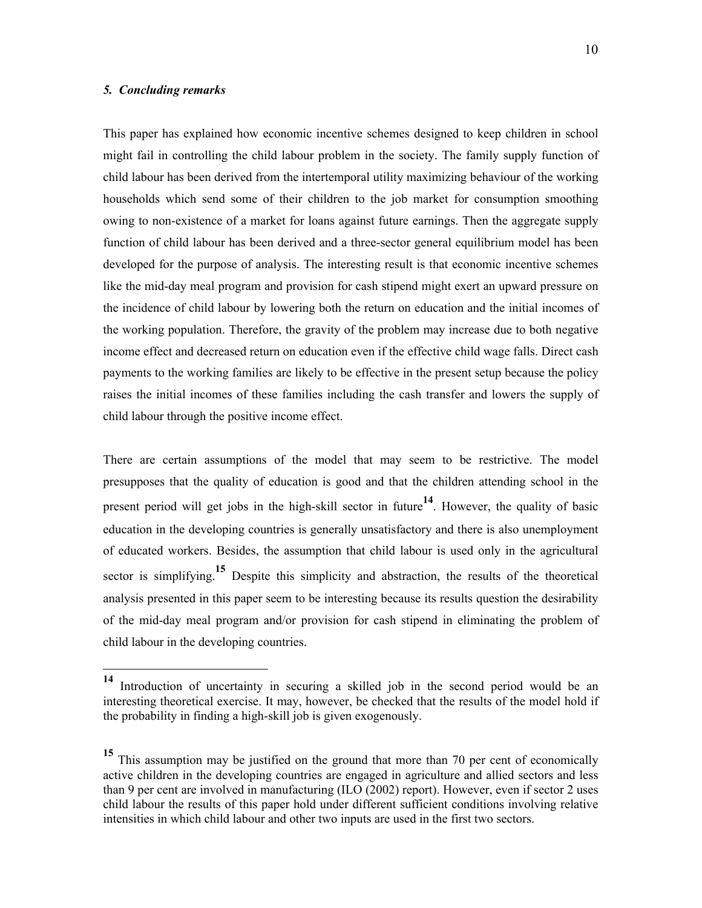### *5. Concluding remarks*

This paper has explained how economic incentive schemes designed to keep children in school might fail in controlling the child labour problem in the society. The family supply function of child labour has been derived from the intertemporal utility maximizing behaviour of the working households which send some of their children to the job market for consumption smoothing owing to non-existence of a market for loans against future earnings. Then the aggregate supply function of child labour has been derived and a three-sector general equilibrium model has been developed for the purpose of analysis. The interesting result is that economic incentive schemes like the mid-day meal program and provision for cash stipend might exert an upward pressure on the incidence of child labour by lowering both the return on education and the initial incomes of the working population. Therefore, the gravity of the problem may increase due to both negative income effect and decreased return on education even if the effective child wage falls. Direct cash payments to the working families are likely to be effective in the present setup because the policy raises the initial incomes of these families including the cash transfer and lowers the supply of child labour through the positive income effect.

There are certain assumptions of the model that may seem to be restrictive. The model presupposes that the quality of education is good and that the children attending school in the present period will get jobs in the high-skill sector in future[14]. However, the quality of basic education in the developing countries is generally unsatisfactory and there is also unemployment of educated workers. Besides, the assumption that child labour is used only in the agricultural sector is simplifying.[15] Despite this simplicity and abstraction, the results of the theoretical analysis presented in this paper seem to be interesting because its results question the desirability of the mid-day meal program and/or provision for cash stipend in eliminating the problem of child labour in the developing countries.

---

[14] Introduction of uncertainty in securing a skilled job in the second period would be an interesting theoretical exercise. It may, however, be checked that the results of the model hold if the probability in finding a high-skill job is given exogenously.

[15] This assumption may be justified on the ground that more than 70 per cent of economically active children in the developing countries are engaged in agriculture and allied sectors and less than 9 per cent are involved in manufacturing (ILO (2002) report). However, even if sector 2 uses child labour the results of this paper hold under different sufficient conditions involving relative intensities in which child labour and other two inputs are used in the first two sectors.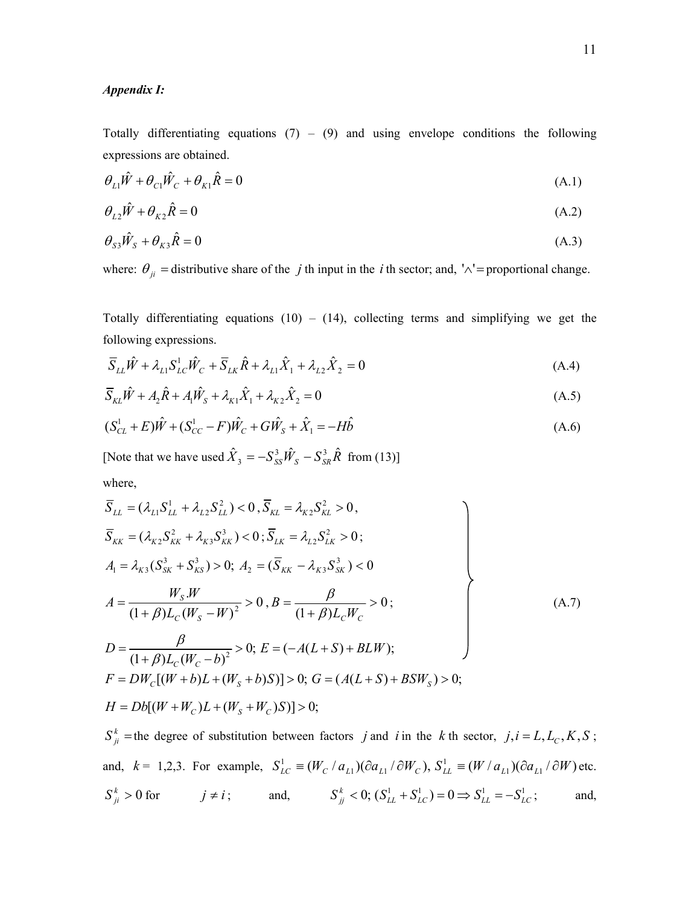***Appendix I:***

Totally differentiating equations (7) – (9) and using envelope conditions the following expressions are obtained.

$$\theta_{L1}\hat{W} + \theta_{C1}\hat{W}_C + \theta_{K1}\hat{R} = 0 \tag{A.1}$$

$$\theta_{L2}\hat{W} + \theta_{K2}\hat{R} = 0 \tag{A.2}$$

$$\theta_{S3}\hat{W}_S + \theta_{K3}\hat{R} = 0 \tag{A.3}$$

where: $\theta_{ji}$ = distributive share of the $j$ th input in the $i$ th sector; and, '$\wedge$' = proportional change.

Totally differentiating equations (10) – (14), collecting terms and simplifying we get the following expressions.

$$\overline{S}_{LL}\hat{W} + \lambda_{L1}S^1_{LC}\hat{W}_C + \overline{S}_{LK}\hat{R} + \lambda_{L1}\hat{X}_1 + \lambda_{L2}\hat{X}_2 = 0 \tag{A.4}$$

$$\overline{S}_{KL}\hat{W} + A_2\hat{R} + A_1\hat{W}_S + \lambda_{K1}\hat{X}_1 + \lambda_{K2}\hat{X}_2 = 0 \tag{A.5}$$

$$(S^1_{CL} + E)\hat{W} + (S^1_{CC} - F)\hat{W}_C + G\hat{W}_S + \hat{X}_1 = -H\hat{b} \tag{A.6}$$

[Note that we have used $\hat{X}_3 = -S^3_{SS}\hat{W}_S - S^3_{SR}\hat{R}$ from (13)]

where,

$$\left.\begin{aligned}
&\overline{S}_{LL} = (\lambda_{L1}S^1_{LL} + \lambda_{L2}S^2_{LL}) < 0\,, \overline{S}_{KL} = \lambda_{K2}S^2_{KL} > 0\,,\\
&\overline{S}_{KK} = (\lambda_{K2}S^2_{KK} + \lambda_{K3}S^3_{KK}) < 0\,; \overline{S}_{LK} = \lambda_{L2}S^2_{LK} > 0\,;\\
&A_1 = \lambda_{K3}(S^3_{SK} + S^3_{KS}) > 0;\ A_2 = (\overline{S}_{KK} - \lambda_{K3}S^3_{SK}) < 0\\
&A = \frac{W_S.W}{(1+\beta)L_C(W_S - W)^2} > 0\,, B = \frac{\beta}{(1+\beta)L_C W_C} > 0\,;\\
&D = \frac{\beta}{(1+\beta)L_C(W_C - b)^2} > 0;\ E = (-A(L+S) + BLW);
\end{aligned}\right\} \tag{A.7}$$

$$F = DW_C[(W+b)L + (W_S + b)S)] > 0;\ G = (A(L+S) + BSW_S) > 0;$$

$$H = Db[(W + W_C)L + (W_S + W_C)S)] > 0;$$

$S^k_{ji}$ = the degree of substitution between factors $j$ and $i$ in the $k$ th sector, $j,i = L, L_C, K, S$; and, $k$ = 1,2,3. For example, $S^1_{LC} \equiv (W_C / a_{L1})(\partial a_{L1} / \partial W_C),\ S^1_{LL} \equiv (W / a_{L1})(\partial a_{L1} / \partial W)$ etc. $S^k_{ji} > 0$ for $j \neq i$; and, $S^k_{jj} < 0; (S^1_{LL} + S^1_{LC}) = 0 \Rightarrow S^1_{LL} = -S^1_{LC}$; and,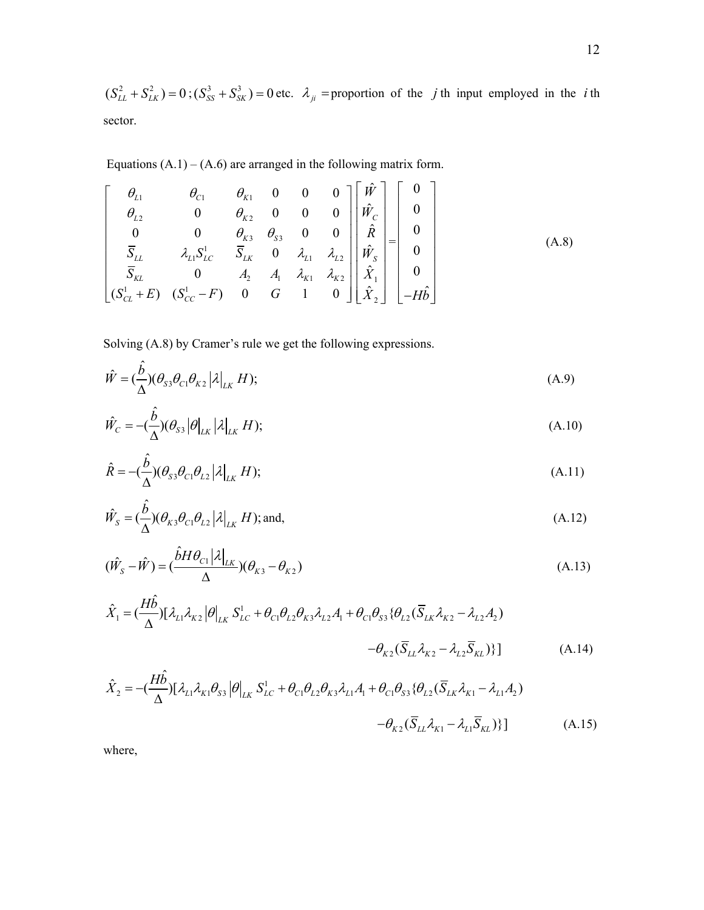$(S_{LL}^{2}+S_{LK}^{2})=0$ ; $(S_{SS}^{3}+S_{SK}^{3})=0$ etc. $\lambda_{ji}=$ proportion of the $j$th input employed in the $i$th sector.

Equations (A.1) – (A.6) are arranged in the following matrix form.

$$\begin{bmatrix} \theta_{L1} & \theta_{C1} & \theta_{K1} & 0 & 0 & 0 \\ \theta_{L2} & 0 & \theta_{K2} & 0 & 0 & 0 \\ 0 & 0 & \theta_{K3} & \theta_{S3} & 0 & 0 \\ \overline{S}_{LL} & \lambda_{L1}S_{LC}^{1} & \overline{S}_{LK} & 0 & \lambda_{L1} & \lambda_{L2} \\ \overline{S}_{KL} & 0 & A_2 & A_1 & \lambda_{K1} & \lambda_{K2} \\ (S_{CL}^{1}+E) & (S_{CC}^{1}-F) & 0 & G & 1 & 0 \end{bmatrix} \begin{bmatrix} \hat{W} \\ \hat{W}_C \\ \hat{R} \\ \hat{W}_S \\ \hat{X}_1 \\ \hat{X}_2 \end{bmatrix} = \begin{bmatrix} 0 \\ 0 \\ 0 \\ 0 \\ 0 \\ -H\hat{b} \end{bmatrix} \tag{A.8}$$

Solving (A.8) by Cramer's rule we get the following expressions.

$$\hat{W}=(\frac{\hat{b}}{\Delta})(\theta_{S3}\theta_{C1}\theta_{K2}\left|\lambda\right|_{LK}H); \tag{A.9}$$

$$\hat{W}_C=-(\frac{\hat{b}}{\Delta})(\theta_{S3}\left|\theta\right|_{LK}\left|\lambda\right|_{LK}H); \tag{A.10}$$

$$\hat{R}=-(\frac{\hat{b}}{\Delta})(\theta_{S3}\theta_{C1}\theta_{L2}\left|\lambda\right|_{LK}H); \tag{A.11}$$

$$\hat{W}_S=(\frac{\hat{b}}{\Delta})(\theta_{K3}\theta_{C1}\theta_{L2}\left|\lambda\right|_{LK}H); \text{ and,} \tag{A.12}$$

$$(\hat{W}_S-\hat{W})=(\frac{\hat{b}H\theta_{C1}\left|\lambda\right|_{LK}}{\Delta})(\theta_{K3}-\theta_{K2}) \tag{A.13}$$

$$\hat{X}_1=(\frac{H\hat{b}}{\Delta})[\lambda_{L1}\lambda_{K2}\left|\theta\right|_{LK}S_{LC}^{1}+\theta_{C1}\theta_{L2}\theta_{K3}\lambda_{L2}A_1+\theta_{C1}\theta_{S3}\{\theta_{L2}(\overline{S}_{LK}\lambda_{K2}-\lambda_{L2}A_2) -\theta_{K2}(\overline{S}_{LL}\lambda_{K2}-\lambda_{L2}\overline{S}_{KL})\}] \tag{A.14}$$

$$\hat{X}_2=-(\frac{H\hat{b}}{\Delta})[\lambda_{L1}\lambda_{K1}\theta_{S3}\left|\theta\right|_{LK}S_{LC}^{1}+\theta_{C1}\theta_{L2}\theta_{K3}\lambda_{L1}A_1+\theta_{C1}\theta_{S3}\{\theta_{L2}(\overline{S}_{LK}\lambda_{K1}-\lambda_{L1}A_2) -\theta_{K2}(\overline{S}_{LL}\lambda_{K1}-\lambda_{L1}\overline{S}_{KL})\}] \tag{A.15}$$

where,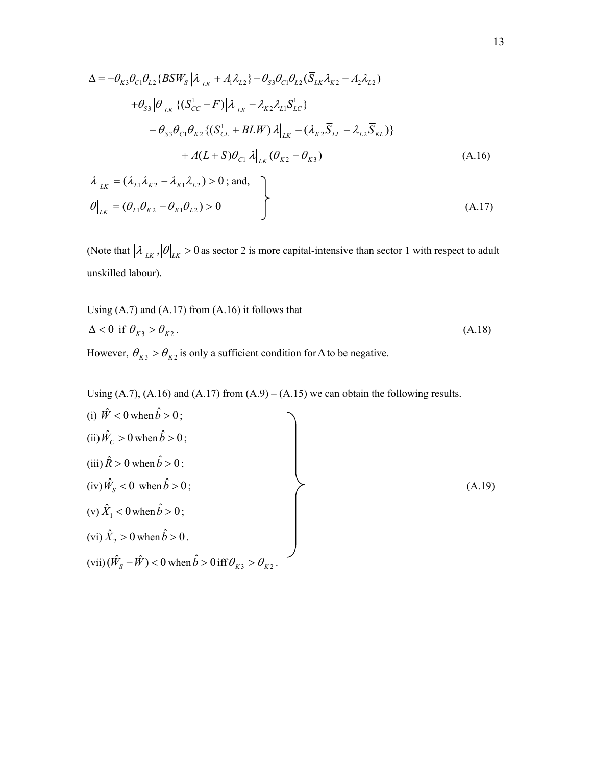$$
\begin{aligned}
\Delta = &-\theta_{K3}\theta_{C1}\theta_{L2}\{BSW_S|\lambda|_{LK} + A_1\lambda_{L2}\} - \theta_{S3}\theta_{C1}\theta_{L2}(\bar{S}_{LK}\lambda_{K2} - A_2\lambda_{L2}) \\
&+\theta_{S3}|\theta|_{LK}\{(S^1_{CC} - F)|\lambda|_{LK} - \lambda_{K2}\lambda_{L1}S^1_{LC}\} \\
&\quad -\theta_{S3}\theta_{C1}\theta_{K2}\{(S^1_{CL} + BLW)|\lambda|_{LK} - (\lambda_{K2}\bar{S}_{LL} - \lambda_{L2}\bar{S}_{KL})\} \\
&\qquad + A(L+S)\theta_{C1}|\lambda|_{LK}(\theta_{K2} - \theta_{K3})
\end{aligned}
\tag{A.16}
$$

$$
\left.
\begin{aligned}
&|\lambda|_{LK} = (\lambda_{L1}\lambda_{K2} - \lambda_{K1}\lambda_{L2}) > 0 \text{ ; and,} \\
&|\theta|_{LK} = (\theta_{L1}\theta_{K2} - \theta_{K1}\theta_{L2}) > 0
\end{aligned}
\right\}
\tag{A.17}
$$

(Note that $|\lambda|_{LK}, |\theta|_{LK} > 0$ as sector 2 is more capital-intensive than sector 1 with respect to adult unskilled labour).

Using (A.7) and (A.17) from (A.16) it follows that

$$
\Delta < 0 \text{ if } \theta_{K3} > \theta_{K2}. \tag{A.18}
$$

However, $\theta_{K3} > \theta_{K2}$ is only a sufficient condition for $\Delta$ to be negative.

Using (A.7), (A.16) and (A.17) from (A.9) – (A.15) we can obtain the following results.

$$
\left.
\begin{aligned}
&\text{(i) } \hat{W} < 0 \text{ when } \hat{b} > 0; \\
&\text{(ii) } \hat{W}_C > 0 \text{ when } \hat{b} > 0; \\
&\text{(iii) } \hat{R} > 0 \text{ when } \hat{b} > 0; \\
&\text{(iv) } \hat{W}_S < 0 \text{ when } \hat{b} > 0; \\
&\text{(v) } \hat{X}_1 < 0 \text{ when } \hat{b} > 0; \\
&\text{(vi) } \hat{X}_2 > 0 \text{ when } \hat{b} > 0. \\
&\text{(vii) } (\hat{W}_S - \hat{W}) < 0 \text{ when } \hat{b} > 0 \text{ iff } \theta_{K3} > \theta_{K2}.
\end{aligned}
\right\}
\tag{A.19}
$$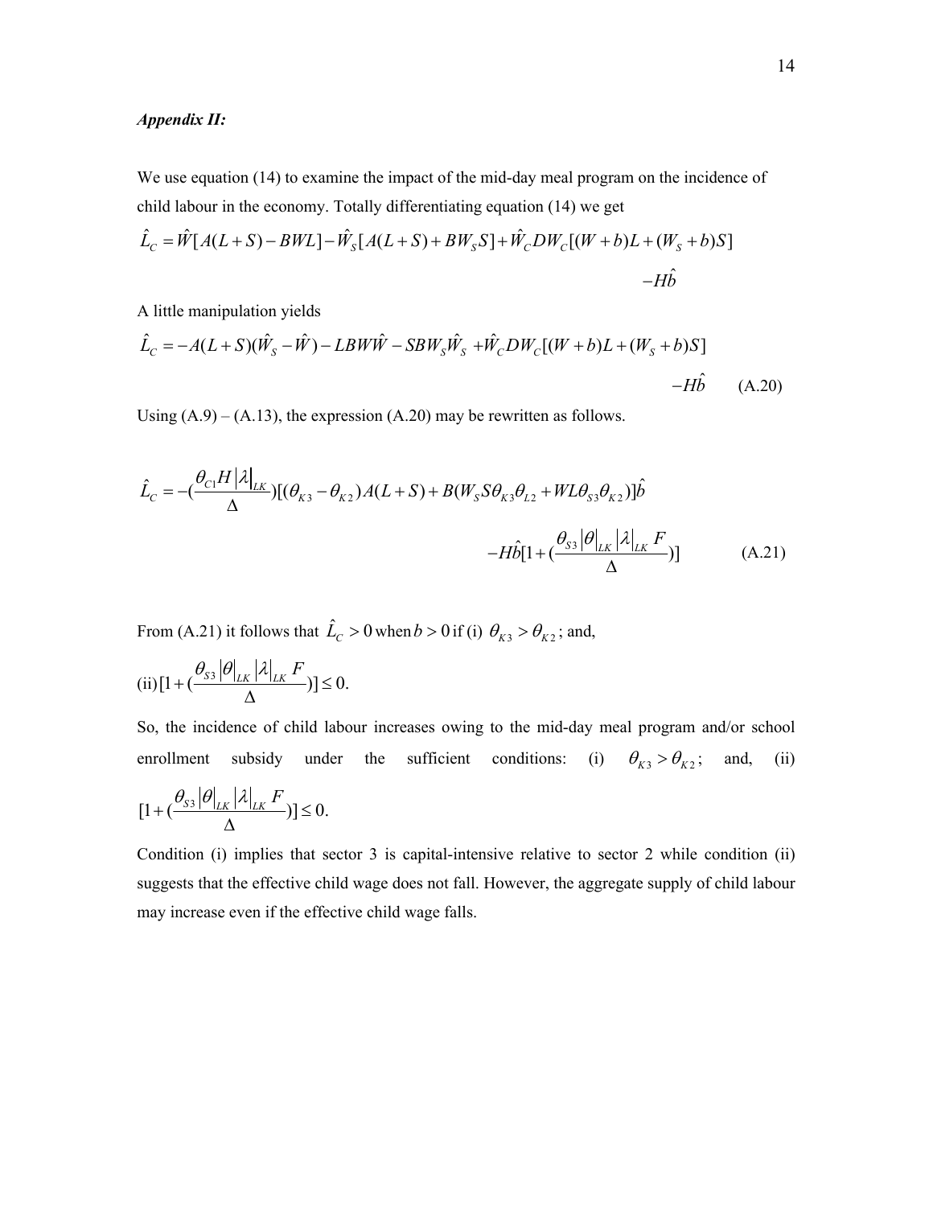***Appendix II:***

We use equation (14) to examine the impact of the mid-day meal program on the incidence of child labour in the economy. Totally differentiating equation (14) we get

$$\hat{L}_C = \hat{W}[A(L+S) - BWL] - \hat{W}_S[A(L+S) + BW_S S] + \hat{W}_C DW_C[(W+b)L + (W_S+b)S] - H\hat{b}$$

A little manipulation yields

$$\hat{L}_C = -A(L+S)(\hat{W}_S - \hat{W}) - LBW\hat{W} - SBW_S\hat{W}_S + \hat{W}_C DW_C[(W+b)L + (W_S+b)S] - H\hat{b} \qquad \text{(A.20)}$$

Using (A.9) – (A.13), the expression (A.20) may be rewritten as follows.

$$\hat{L}_C = -(\frac{\theta_{C1} H |\lambda|_{LK}}{\Delta})[(\theta_{K3} - \theta_{K2})A(L+S) + B(W_S S\theta_{K3}\theta_{L2} + WL\theta_{S3}\theta_{K2})]\hat{b}$$
$$-H\hat{b}[1 + (\frac{\theta_{S3}|\theta|_{LK}|\lambda|_{LK}F}{\Delta})] \qquad \text{(A.21)}$$

From (A.21) it follows that $\hat{L}_C > 0$ when $b > 0$ if (i) $\theta_{K3} > \theta_{K2}$; and,

(ii) $[1 + (\frac{\theta_{S3}|\theta|_{LK}|\lambda|_{LK}F}{\Delta})] \leq 0.$

So, the incidence of child labour increases owing to the mid-day meal program and/or school enrollment subsidy under the sufficient conditions: (i) $\theta_{K3} > \theta_{K2}$; and, (ii) $[1 + (\frac{\theta_{S3}|\theta|_{LK}|\lambda|_{LK}F}{\Delta})] \leq 0.$

Condition (i) implies that sector 3 is capital-intensive relative to sector 2 while condition (ii) suggests that the effective child wage does not fall. However, the aggregate supply of child labour may increase even if the effective child wage falls.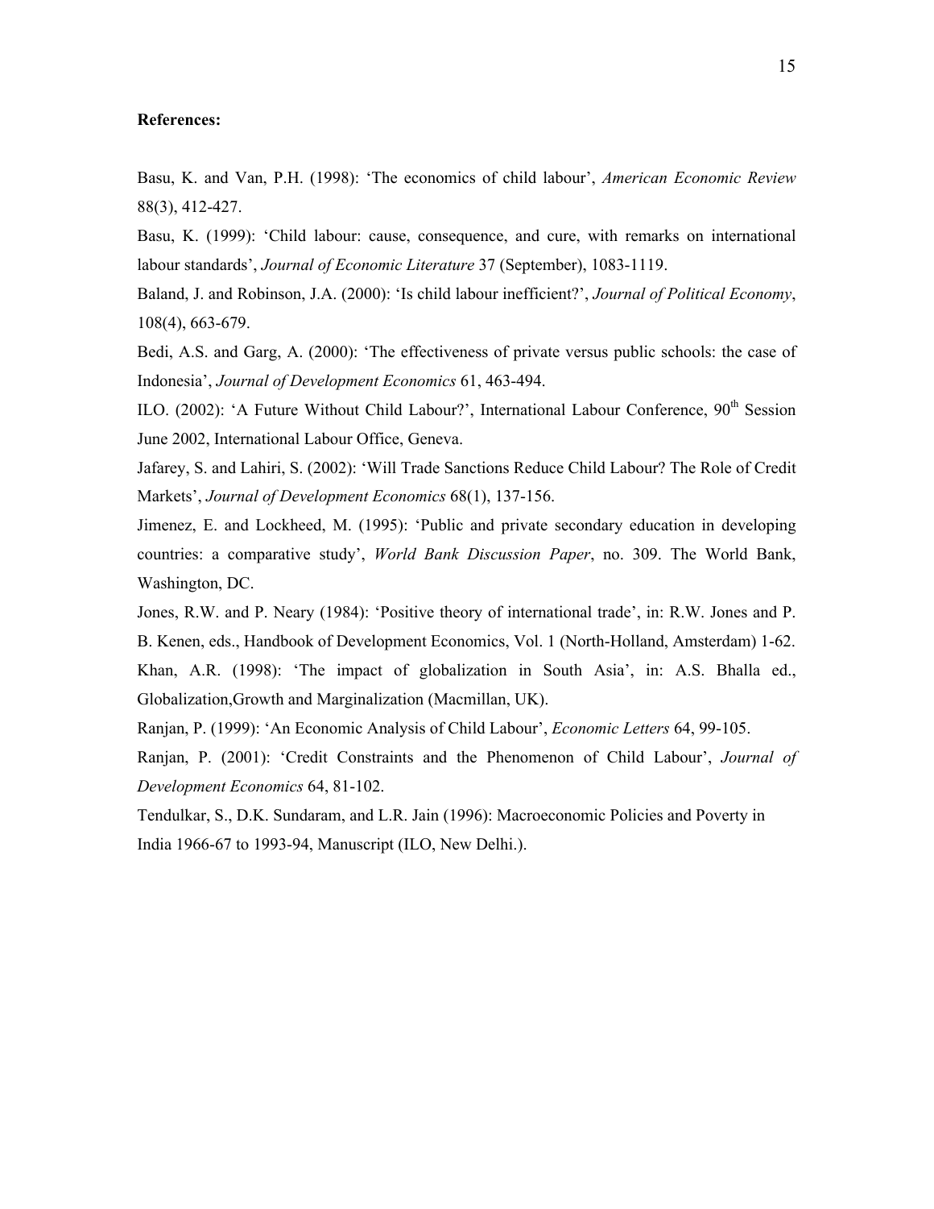**References:**

Basu, K. and Van, P.H. (1998): 'The economics of child labour', *American Economic Review* 88(3), 412-427.

Basu, K. (1999): 'Child labour: cause, consequence, and cure, with remarks on international labour standards', *Journal of Economic Literature* 37 (September), 1083-1119.

Baland, J. and Robinson, J.A. (2000): 'Is child labour inefficient?', *Journal of Political Economy*, 108(4), 663-679.

Bedi, A.S. and Garg, A. (2000): 'The effectiveness of private versus public schools: the case of Indonesia', *Journal of Development Economics* 61, 463-494.

ILO. (2002): 'A Future Without Child Labour?', International Labour Conference, 90th Session June 2002, International Labour Office, Geneva.

Jafarey, S. and Lahiri, S. (2002): 'Will Trade Sanctions Reduce Child Labour? The Role of Credit Markets', *Journal of Development Economics* 68(1), 137-156.

Jimenez, E. and Lockheed, M. (1995): 'Public and private secondary education in developing countries: a comparative study', *World Bank Discussion Paper*, no. 309. The World Bank, Washington, DC.

Jones, R.W. and P. Neary (1984): 'Positive theory of international trade', in: R.W. Jones and P. B. Kenen, eds., Handbook of Development Economics, Vol. 1 (North-Holland, Amsterdam) 1-62.

Khan, A.R. (1998): 'The impact of globalization in South Asia', in: A.S. Bhalla ed., Globalization,Growth and Marginalization (Macmillan, UK).

Ranjan, P. (1999): 'An Economic Analysis of Child Labour', *Economic Letters* 64, 99-105.

Ranjan, P. (2001): 'Credit Constraints and the Phenomenon of Child Labour', *Journal of Development Economics* 64, 81-102.

Tendulkar, S., D.K. Sundaram, and L.R. Jain (1996): Macroeconomic Policies and Poverty in India 1966-67 to 1993-94, Manuscript (ILO, New Delhi.).